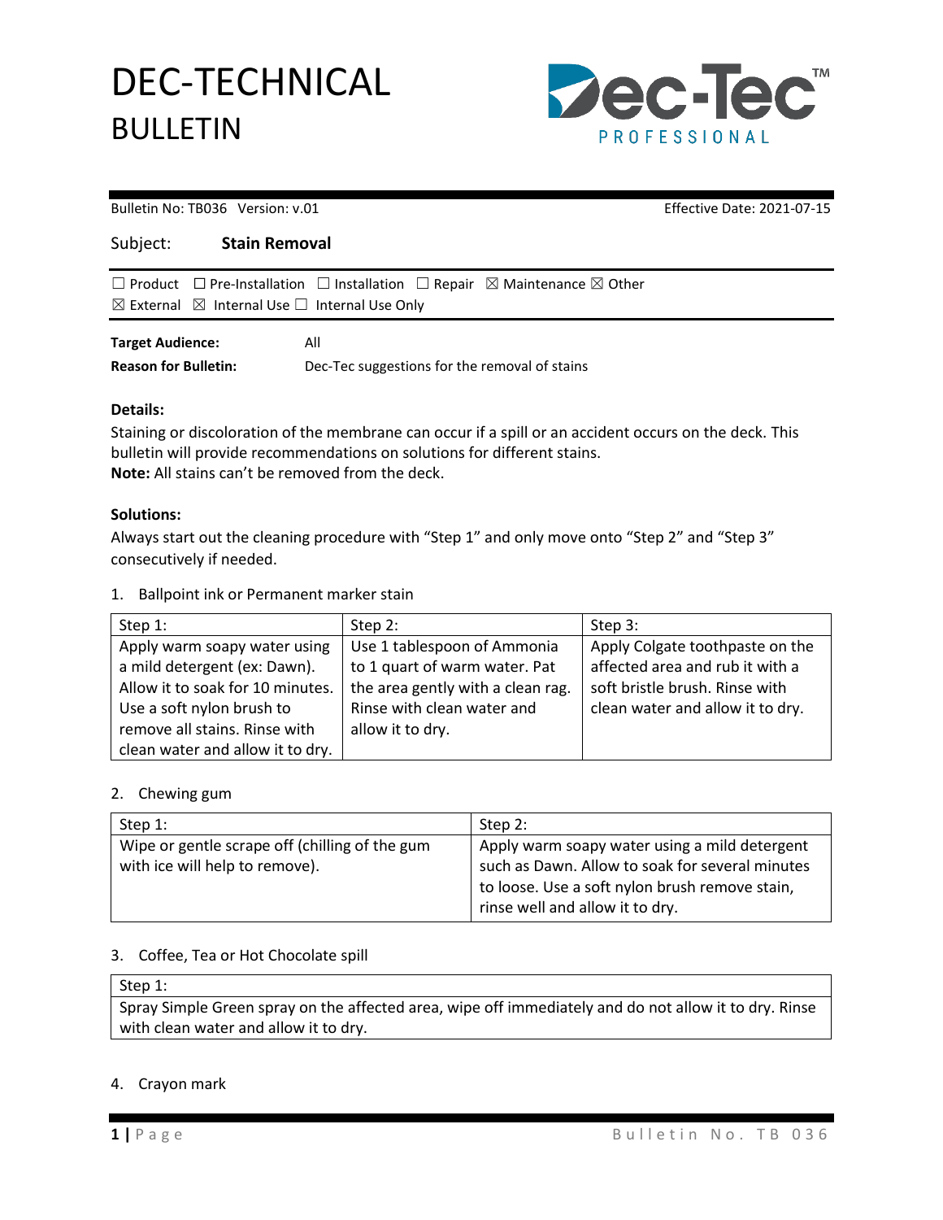# DEC-TECHNICAL BULLETIN

Dec-Tec™ PROFESSIONAL

Bulletin No: TB036 Version: v.01 Effective Date: 2021-07-15

Subject: **Stain Removal**

☐ Product ☐ Pre-Installation ☐ Installation ☐ Repair ☒ Maintenance ☒ Other
☒ External ☒ Internal Use ☐ Internal Use Only

**Target Audience:** All

**Reason for Bulletin:** Dec-Tec suggestions for the removal of stains

**Details:**

Staining or discoloration of the membrane can occur if a spill or an accident occurs on the deck. This bulletin will provide recommendations on solutions for different stains.
**Note:** All stains can't be removed from the deck.

**Solutions:**

Always start out the cleaning procedure with "Step 1" and only move onto "Step 2" and "Step 3" consecutively if needed.

1. Ballpoint ink or Permanent marker stain

| Step 1: | Step 2: | Step 3: |
|---|---|---|
| Apply warm soapy water using a mild detergent (ex: Dawn). Allow it to soak for 10 minutes. Use a soft nylon brush to remove all stains. Rinse with clean water and allow it to dry. | Use 1 tablespoon of Ammonia to 1 quart of warm water. Pat the area gently with a clean rag. Rinse with clean water and allow it to dry. | Apply Colgate toothpaste on the affected area and rub it with a soft bristle brush. Rinse with clean water and allow it to dry. |

2. Chewing gum

| Step 1: | Step 2: |
|---|---|
| Wipe or gentle scrape off (chilling of the gum with ice will help to remove). | Apply warm soapy water using a mild detergent such as Dawn. Allow to soak for several minutes to loose. Use a soft nylon brush remove stain, rinse well and allow it to dry. |

3. Coffee, Tea or Hot Chocolate spill

| Step 1: |
|---|
| Spray Simple Green spray on the affected area, wipe off immediately and do not allow it to dry. Rinse with clean water and allow it to dry. |

4. Crayon mark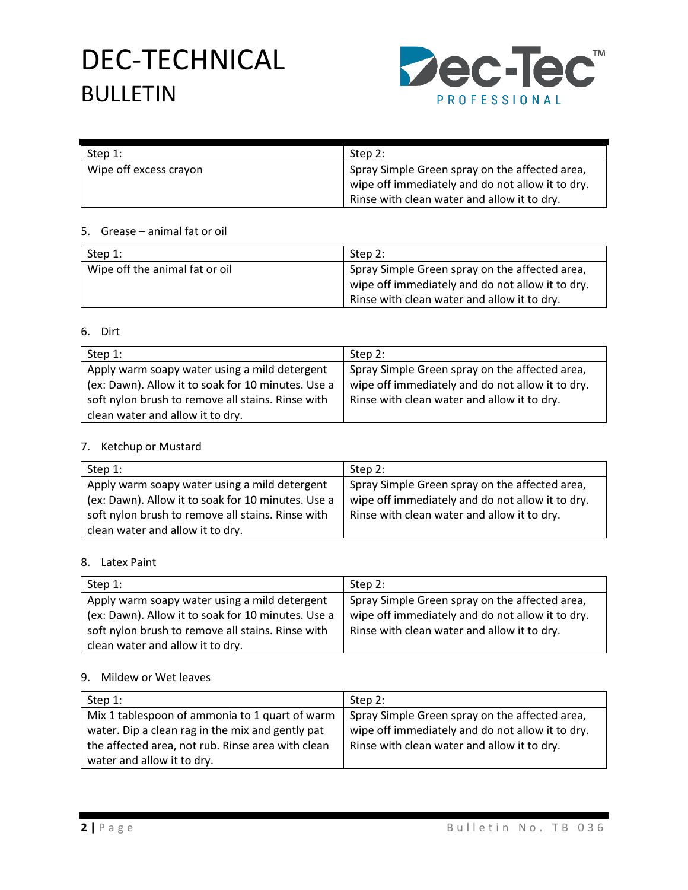| Step 1: | Step 2: |
|---|---|
| Wipe off excess crayon | Spray Simple Green spray on the affected area, wipe off immediately and do not allow it to dry. Rinse with clean water and allow it to dry. |

5. Grease – animal fat or oil

| Step 1: | Step 2: |
|---|---|
| Wipe off the animal fat or oil | Spray Simple Green spray on the affected area, wipe off immediately and do not allow it to dry. Rinse with clean water and allow it to dry. |

6. Dirt

| Step 1: | Step 2: |
|---|---|
| Apply warm soapy water using a mild detergent (ex: Dawn). Allow it to soak for 10 minutes. Use a soft nylon brush to remove all stains. Rinse with clean water and allow it to dry. | Spray Simple Green spray on the affected area, wipe off immediately and do not allow it to dry. Rinse with clean water and allow it to dry. |

7. Ketchup or Mustard

| Step 1: | Step 2: |
|---|---|
| Apply warm soapy water using a mild detergent (ex: Dawn). Allow it to soak for 10 minutes. Use a soft nylon brush to remove all stains. Rinse with clean water and allow it to dry. | Spray Simple Green spray on the affected area, wipe off immediately and do not allow it to dry. Rinse with clean water and allow it to dry. |

8. Latex Paint

| Step 1: | Step 2: |
|---|---|
| Apply warm soapy water using a mild detergent (ex: Dawn). Allow it to soak for 10 minutes. Use a soft nylon brush to remove all stains. Rinse with clean water and allow it to dry. | Spray Simple Green spray on the affected area, wipe off immediately and do not allow it to dry. Rinse with clean water and allow it to dry. |

9. Mildew or Wet leaves

| Step 1: | Step 2: |
|---|---|
| Mix 1 tablespoon of ammonia to 1 quart of warm water. Dip a clean rag in the mix and gently pat the affected area, not rub. Rinse area with clean water and allow it to dry. | Spray Simple Green spray on the affected area, wipe off immediately and do not allow it to dry. Rinse with clean water and allow it to dry. |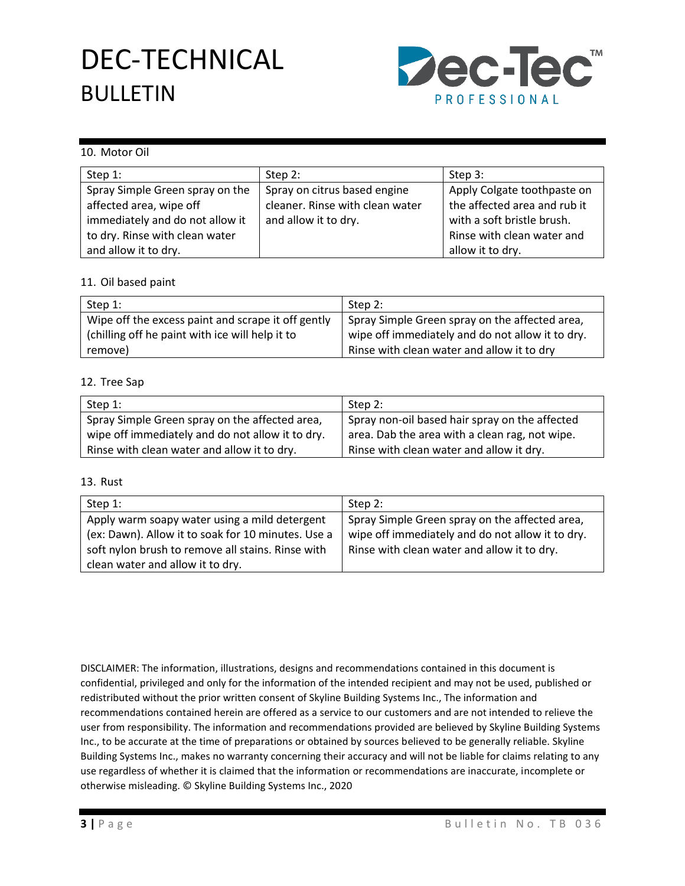# DEC-TECHNICAL BULLETIN

10. Motor Oil

| Step 1: | Step 2: | Step 3: |
|---|---|---|
| Spray Simple Green spray on the affected area, wipe off immediately and do not allow it to dry. Rinse with clean water and allow it to dry. | Spray on citrus based engine cleaner. Rinse with clean water and allow it to dry. | Apply Colgate toothpaste on the affected area and rub it with a soft bristle brush. Rinse with clean water and allow it to dry. |

11. Oil based paint

| Step 1: | Step 2: |
|---|---|
| Wipe off the excess paint and scrape it off gently (chilling off he paint with ice will help it to remove) | Spray Simple Green spray on the affected area, wipe off immediately and do not allow it to dry. Rinse with clean water and allow it to dry |

12. Tree Sap

| Step 1: | Step 2: |
|---|---|
| Spray Simple Green spray on the affected area, wipe off immediately and do not allow it to dry. Rinse with clean water and allow it to dry. | Spray non-oil based hair spray on the affected area. Dab the area with a clean rag, not wipe. Rinse with clean water and allow it dry. |

13. Rust

| Step 1: | Step 2: |
|---|---|
| Apply warm soapy water using a mild detergent (ex: Dawn). Allow it to soak for 10 minutes. Use a soft nylon brush to remove all stains. Rinse with clean water and allow it to dry. | Spray Simple Green spray on the affected area, wipe off immediately and do not allow it to dry. Rinse with clean water and allow it to dry. |

DISCLAIMER: The information, illustrations, designs and recommendations contained in this document is confidential, privileged and only for the information of the intended recipient and may not be used, published or redistributed without the prior written consent of Skyline Building Systems Inc., The information and recommendations contained herein are offered as a service to our customers and are not intended to relieve the user from responsibility. The information and recommendations provided are believed by Skyline Building Systems Inc., to be accurate at the time of preparations or obtained by sources believed to be generally reliable. Skyline Building Systems Inc., makes no warranty concerning their accuracy and will not be liable for claims relating to any use regardless of whether it is claimed that the information or recommendations are inaccurate, incomplete or otherwise misleading. © Skyline Building Systems Inc., 2020